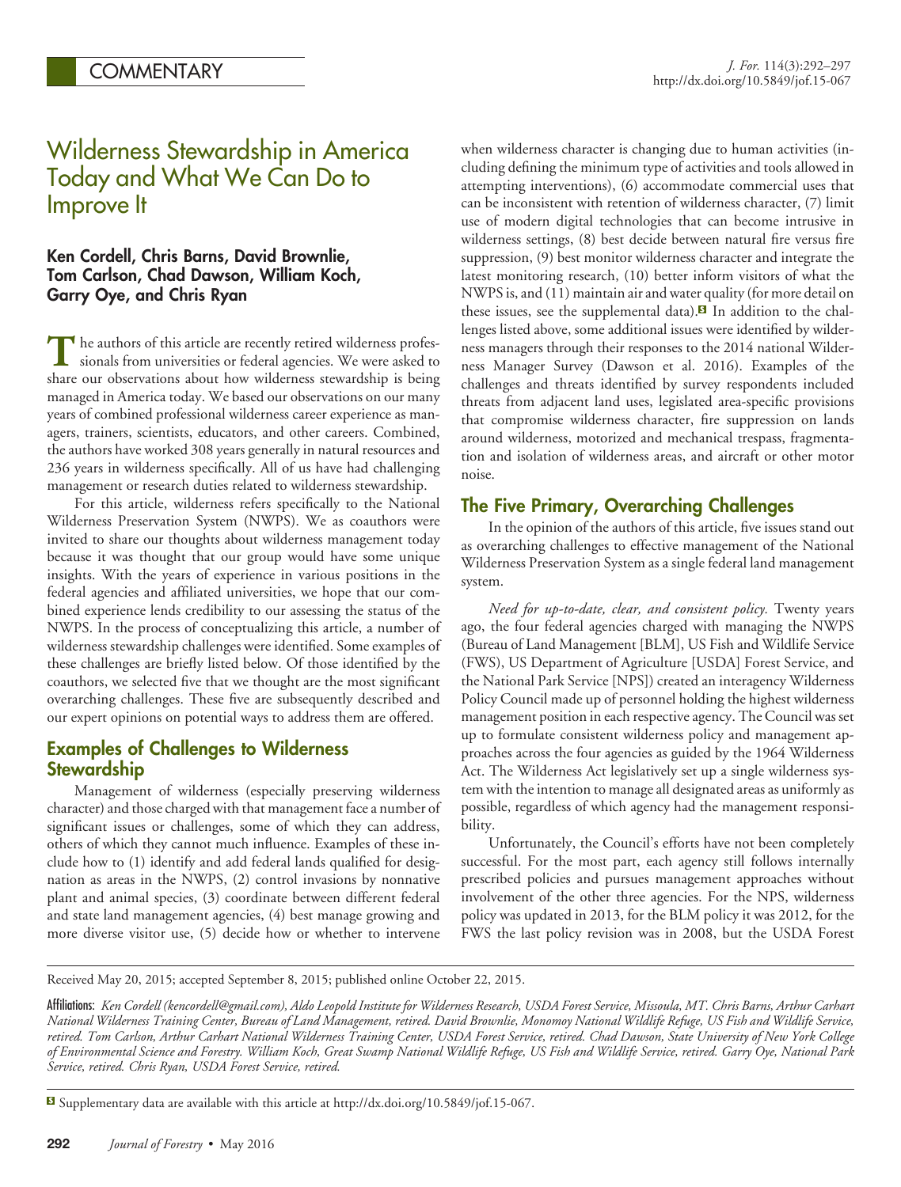COMMENTARY

# Wilderness Stewardship in America Today and What We Can Do to Improve It

**Ken Cordell, Chris Barns, David Brownlie, Tom Carlson, Chad Dawson, William Koch, Garry Oye, and Chris Ryan**

The authors of this article are recently retired wilderness professionals from universities or federal agencies. We were asked to share our observations about how wilderness stewardship is being managed in America today. We based our observations on our many years of combined professional wilderness career experience as managers, trainers, scientists, educators, and other careers. Combined, the authors have worked 308 years generally in natural resources and 236 years in wilderness specifically. All of us have had challenging management or research duties related to wilderness stewardship.

For this article, wilderness refers specifically to the National Wilderness Preservation System (NWPS). We as coauthors were invited to share our thoughts about wilderness management today because it was thought that our group would have some unique insights. With the years of experience in various positions in the federal agencies and affiliated universities, we hope that our combined experience lends credibility to our assessing the status of the NWPS. In the process of conceptualizing this article, a number of wilderness stewardship challenges were identified. Some examples of these challenges are briefly listed below. Of those identified by the coauthors, we selected five that we thought are the most significant overarching challenges. These five are subsequently described and our expert opinions on potential ways to address them are offered.

## Examples of Challenges to Wilderness Stewardship

Management of wilderness (especially preserving wilderness character) and those charged with that management face a number of significant issues or challenges, some of which they can address, others of which they cannot much influence. Examples of these include how to (1) identify and add federal lands qualified for designation as areas in the NWPS, (2) control invasions by nonnative plant and animal species, (3) coordinate between different federal and state land management agencies, (4) best manage growing and more diverse visitor use, (5) decide how or whether to intervene when wilderness character is changing due to human activities (including defining the minimum type of activities and tools allowed in attempting interventions), (6) accommodate commercial uses that can be inconsistent with retention of wilderness character, (7) limit use of modern digital technologies that can become intrusive in wilderness settings, (8) best decide between natural fire versus fire suppression, (9) best monitor wilderness character and integrate the latest monitoring research, (10) better inform visitors of what the NWPS is, and (11) maintain air and water quality (for more detail on these issues, see the supplemental data).[S] In addition to the challenges listed above, some additional issues were identified by wilderness managers through their responses to the 2014 national Wilderness Manager Survey (Dawson et al. 2016). Examples of the challenges and threats identified by survey respondents included threats from adjacent land uses, legislated area-specific provisions that compromise wilderness character, fire suppression on lands around wilderness, motorized and mechanical trespass, fragmentation and isolation of wilderness areas, and aircraft or other motor noise.

## The Five Primary, Overarching Challenges

In the opinion of the authors of this article, five issues stand out as overarching challenges to effective management of the National Wilderness Preservation System as a single federal land management system.

*Need for up-to-date, clear, and consistent policy.* Twenty years ago, the four federal agencies charged with managing the NWPS (Bureau of Land Management [BLM], US Fish and Wildlife Service (FWS), US Department of Agriculture [USDA] Forest Service, and the National Park Service [NPS]) created an interagency Wilderness Policy Council made up of personnel holding the highest wilderness management position in each respective agency. The Council was set up to formulate consistent wilderness policy and management approaches across the four agencies as guided by the 1964 Wilderness Act. The Wilderness Act legislatively set up a single wilderness system with the intention to manage all designated areas as uniformly as possible, regardless of which agency had the management responsibility.

Unfortunately, the Council's efforts have not been completely successful. For the most part, each agency still follows internally prescribed policies and pursues management approaches without involvement of the other three agencies. For the NPS, wilderness policy was updated in 2013, for the BLM policy it was 2012, for the FWS the last policy revision was in 2008, but the USDA Forest

Received May 20, 2015; accepted September 8, 2015; published online October 22, 2015.

**Affiliations:** *Ken Cordell (kencordell@gmail.com), Aldo Leopold Institute for Wilderness Research, USDA Forest Service, Missoula, MT. Chris Barns, Arthur Carhart National Wilderness Training Center, Bureau of Land Management, retired. David Brownlie, Monomoy National Wildlife Refuge, US Fish and Wildlife Service, retired. Tom Carlson, Arthur Carhart National Wilderness Training Center, USDA Forest Service, retired. Chad Dawson, State University of New York College of Environmental Science and Forestry. William Koch, Great Swamp National Wildlife Refuge, US Fish and Wildlife Service, retired. Garry Oye, National Park Service, retired. Chris Ryan, USDA Forest Service, retired.*

[S] Supplementary data are available with this article at http://dx.doi.org/10.5849/jof.15-067.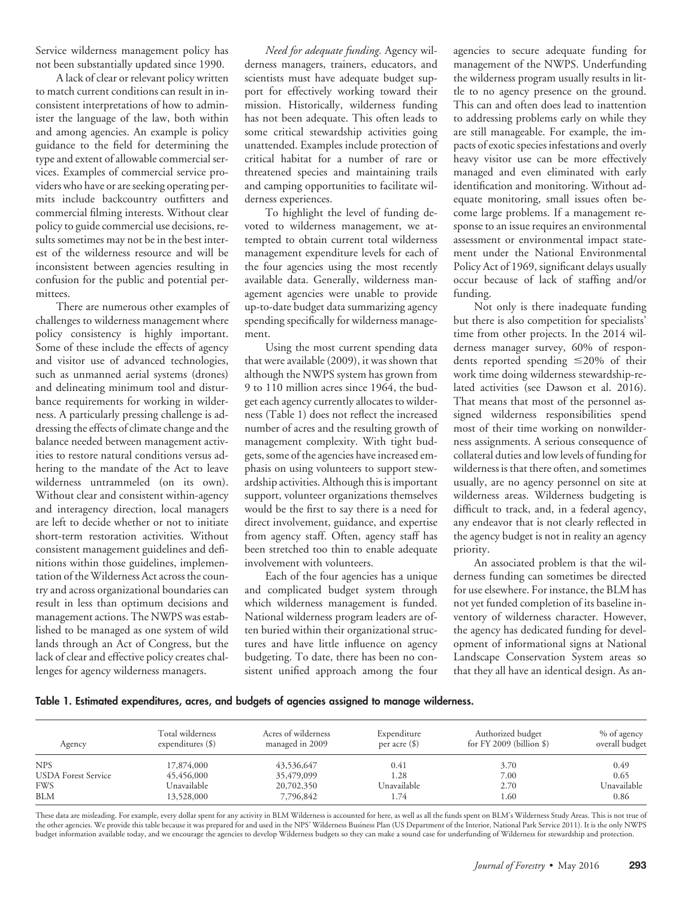Service wilderness management policy has not been substantially updated since 1990.

A lack of clear or relevant policy written to match current conditions can result in inconsistent interpretations of how to administer the language of the law, both within and among agencies. An example is policy guidance to the field for determining the type and extent of allowable commercial services. Examples of commercial service providers who have or are seeking operating permits include backcountry outfitters and commercial filming interests. Without clear policy to guide commercial use decisions, results sometimes may not be in the best interest of the wilderness resource and will be inconsistent between agencies resulting in confusion for the public and potential permittees.

There are numerous other examples of challenges to wilderness management where policy consistency is highly important. Some of these include the effects of agency and visitor use of advanced technologies, such as unmanned aerial systems (drones) and delineating minimum tool and disturbance requirements for working in wilderness. A particularly pressing challenge is addressing the effects of climate change and the balance needed between management activities to restore natural conditions versus adhering to the mandate of the Act to leave wilderness untrammeled (on its own). Without clear and consistent within-agency and interagency direction, local managers are left to decide whether or not to initiate short-term restoration activities. Without consistent management guidelines and definitions within those guidelines, implementation of the Wilderness Act across the country and across organizational boundaries can result in less than optimum decisions and management actions. The NWPS was established to be managed as one system of wild lands through an Act of Congress, but the lack of clear and effective policy creates challenges for agency wilderness managers.

*Need for adequate funding.* Agency wilderness managers, trainers, educators, and scientists must have adequate budget support for effectively working toward their mission. Historically, wilderness funding has not been adequate. This often leads to some critical stewardship activities going unattended. Examples include protection of critical habitat for a number of rare or threatened species and maintaining trails and camping opportunities to facilitate wilderness experiences.

To highlight the level of funding devoted to wilderness management, we attempted to obtain current total wilderness management expenditure levels for each of the four agencies using the most recently available data. Generally, wilderness management agencies were unable to provide up-to-date budget data summarizing agency spending specifically for wilderness management.

Using the most current spending data that were available (2009), it was shown that although the NWPS system has grown from 9 to 110 million acres since 1964, the budget each agency currently allocates to wilderness (Table 1) does not reflect the increased number of acres and the resulting growth of management complexity. With tight budgets, some of the agencies have increased emphasis on using volunteers to support stewardship activities. Although this is important support, volunteer organizations themselves would be the first to say there is a need for direct involvement, guidance, and expertise from agency staff. Often, agency staff has been stretched too thin to enable adequate involvement with volunteers.

Each of the four agencies has a unique and complicated budget system through which wilderness management is funded. National wilderness program leaders are often buried within their organizational structures and have little influence on agency budgeting. To date, there has been no consistent unified approach among the four agencies to secure adequate funding for management of the NWPS. Underfunding the wilderness program usually results in little to no agency presence on the ground. This can and often does lead to inattention to addressing problems early on while they are still manageable. For example, the impacts of exotic species infestations and overly heavy visitor use can be more effectively managed and even eliminated with early identification and monitoring. Without adequate monitoring, small issues often become large problems. If a management response to an issue requires an environmental assessment or environmental impact statement under the National Environmental Policy Act of 1969, significant delays usually occur because of lack of staffing and/or funding.

Not only is there inadequate funding but there is also competition for specialists' time from other projects. In the 2014 wilderness manager survey, 60% of respondents reported spending ≤20% of their time working doing wilderness stewardship-related activities (see Dawson et al. 2016). That means that most of the personnel assigned wilderness responsibilities spend most of their time working on nonwilderness assignments. A serious consequence of collateral duties and low levels of funding for wilderness is that there often, and sometimes usually, are no agency personnel on site at wilderness areas. Wilderness budgeting is difficult to track, and, in a federal agency, any endeavor that is not clearly reflected in the agency budget is not in reality an agency priority.

An associated problem is that the wilderness funding can sometimes be directed for use elsewhere. For instance, the BLM has not yet funded completion of its baseline inventory of wilderness character. However, the agency has dedicated funding for development of informational signs at National Landscape Conservation System areas so that they all have an identical design. As an-

**Table 1. Estimated expenditures, acres, and budgets of agencies assigned to manage wilderness.**

| Agency | Total wilderness expenditures ($) | Acres of wilderness managed in 2009 | Expenditure per acre ($) | Authorized budget for FY 2009 (billion $) | % of agency overall budget |
|---|---|---|---|---|---|
| NPS | 17,874,000 | 43,536,647 | 0.41 | 3.70 | 0.49 |
| USDA Forest Service | 45,456,000 | 35,479,099 | 1.28 | 7.00 | 0.65 |
| FWS | Unavailable | 20,702,350 | Unavailable | 2.70 | Unavailable |
| BLM | 13,528,000 | 7,796,842 | 1.74 | 1.60 | 0.86 |

These data are misleading. For example, every dollar spent for any activity in BLM Wilderness is accounted for here, as well as all the funds spent on BLM's Wilderness Study Areas. This is not true of the other agencies. We provide this table because it was prepared for and used in the NPS' Wilderness Business Plan (US Department of the Interior, National Park Service 2011). It is the only NWPS budget information available today, and we encourage the agencies to develop Wilderness budgets so they can make a sound case for underfunding of Wilderness for stewardship and protection.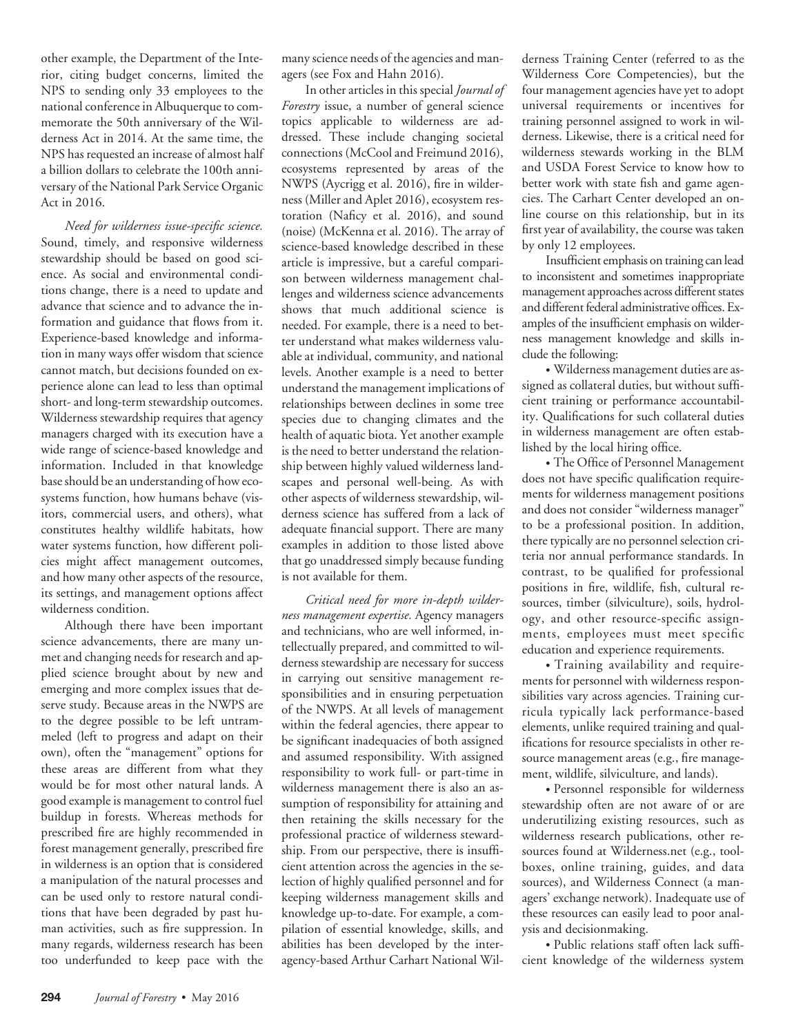other example, the Department of the Interior, citing budget concerns, limited the NPS to sending only 33 employees to the national conference in Albuquerque to commemorate the 50th anniversary of the Wilderness Act in 2014. At the same time, the NPS has requested an increase of almost half a billion dollars to celebrate the 100th anniversary of the National Park Service Organic Act in 2016.

*Need for wilderness issue-specific science.* Sound, timely, and responsive wilderness stewardship should be based on good science. As social and environmental conditions change, there is a need to update and advance that science and to advance the information and guidance that flows from it. Experience-based knowledge and information in many ways offer wisdom that science cannot match, but decisions founded on experience alone can lead to less than optimal short- and long-term stewardship outcomes. Wilderness stewardship requires that agency managers charged with its execution have a wide range of science-based knowledge and information. Included in that knowledge base should be an understanding of how ecosystems function, how humans behave (visitors, commercial users, and others), what constitutes healthy wildlife habitats, how water systems function, how different policies might affect management outcomes, and how many other aspects of the resource, its settings, and management options affect wilderness condition.

Although there have been important science advancements, there are many unmet and changing needs for research and applied science brought about by new and emerging and more complex issues that deserve study. Because areas in the NWPS are to the degree possible to be left untrammeled (left to progress and adapt on their own), often the "management" options for these areas are different from what they would be for most other natural lands. A good example is management to control fuel buildup in forests. Whereas methods for prescribed fire are highly recommended in forest management generally, prescribed fire in wilderness is an option that is considered a manipulation of the natural processes and can be used only to restore natural conditions that have been degraded by past human activities, such as fire suppression. In many regards, wilderness research has been too underfunded to keep pace with the many science needs of the agencies and managers (see Fox and Hahn 2016).

In other articles in this special *Journal of Forestry* issue, a number of general science topics applicable to wilderness are addressed. These include changing societal connections (McCool and Freimund 2016), ecosystems represented by areas of the NWPS (Aycrigg et al. 2016), fire in wilderness (Miller and Aplet 2016), ecosystem restoration (Naficy et al. 2016), and sound (noise) (McKenna et al. 2016). The array of science-based knowledge described in these article is impressive, but a careful comparison between wilderness management challenges and wilderness science advancements shows that much additional science is needed. For example, there is a need to better understand what makes wilderness valuable at individual, community, and national levels. Another example is a need to better understand the management implications of relationships between declines in some tree species due to changing climates and the health of aquatic biota. Yet another example is the need to better understand the relationship between highly valued wilderness landscapes and personal well-being. As with other aspects of wilderness stewardship, wilderness science has suffered from a lack of adequate financial support. There are many examples in addition to those listed above that go unaddressed simply because funding is not available for them.

*Critical need for more in-depth wilderness management expertise.* Agency managers and technicians, who are well informed, intellectually prepared, and committed to wilderness stewardship are necessary for success in carrying out sensitive management responsibilities and in ensuring perpetuation of the NWPS. At all levels of management within the federal agencies, there appear to be significant inadequacies of both assigned and assumed responsibility. With assigned responsibility to work full- or part-time in wilderness management there is also an assumption of responsibility for attaining and then retaining the skills necessary for the professional practice of wilderness stewardship. From our perspective, there is insufficient attention across the agencies in the selection of highly qualified personnel and for keeping wilderness management skills and knowledge up-to-date. For example, a compilation of essential knowledge, skills, and abilities has been developed by the interagency-based Arthur Carhart National Wilderness Training Center (referred to as the Wilderness Core Competencies), but the four management agencies have yet to adopt universal requirements or incentives for training personnel assigned to work in wilderness. Likewise, there is a critical need for wilderness stewards working in the BLM and USDA Forest Service to know how to better work with state fish and game agencies. The Carhart Center developed an online course on this relationship, but in its first year of availability, the course was taken by only 12 employees.

Insufficient emphasis on training can lead to inconsistent and sometimes inappropriate management approaches across different states and different federal administrative offices. Examples of the insufficient emphasis on wilderness management knowledge and skills include the following:

- Wilderness management duties are assigned as collateral duties, but without sufficient training or performance accountability. Qualifications for such collateral duties in wilderness management are often established by the local hiring office.
- The Office of Personnel Management does not have specific qualification requirements for wilderness management positions and does not consider "wilderness manager" to be a professional position. In addition, there typically are no personnel selection criteria nor annual performance standards. In contrast, to be qualified for professional positions in fire, wildlife, fish, cultural resources, timber (silviculture), soils, hydrology, and other resource-specific assignments, employees must meet specific education and experience requirements.
- Training availability and requirements for personnel with wilderness responsibilities vary across agencies. Training curricula typically lack performance-based elements, unlike required training and qualifications for resource specialists in other resource management areas (e.g., fire management, wildlife, silviculture, and lands).
- Personnel responsible for wilderness stewardship often are not aware of or are underutilizing existing resources, such as wilderness research publications, other resources found at Wilderness.net (e.g., toolboxes, online training, guides, and data sources), and Wilderness Connect (a managers' exchange network). Inadequate use of these resources can easily lead to poor analysis and decisionmaking.
- Public relations staff often lack sufficient knowledge of the wilderness system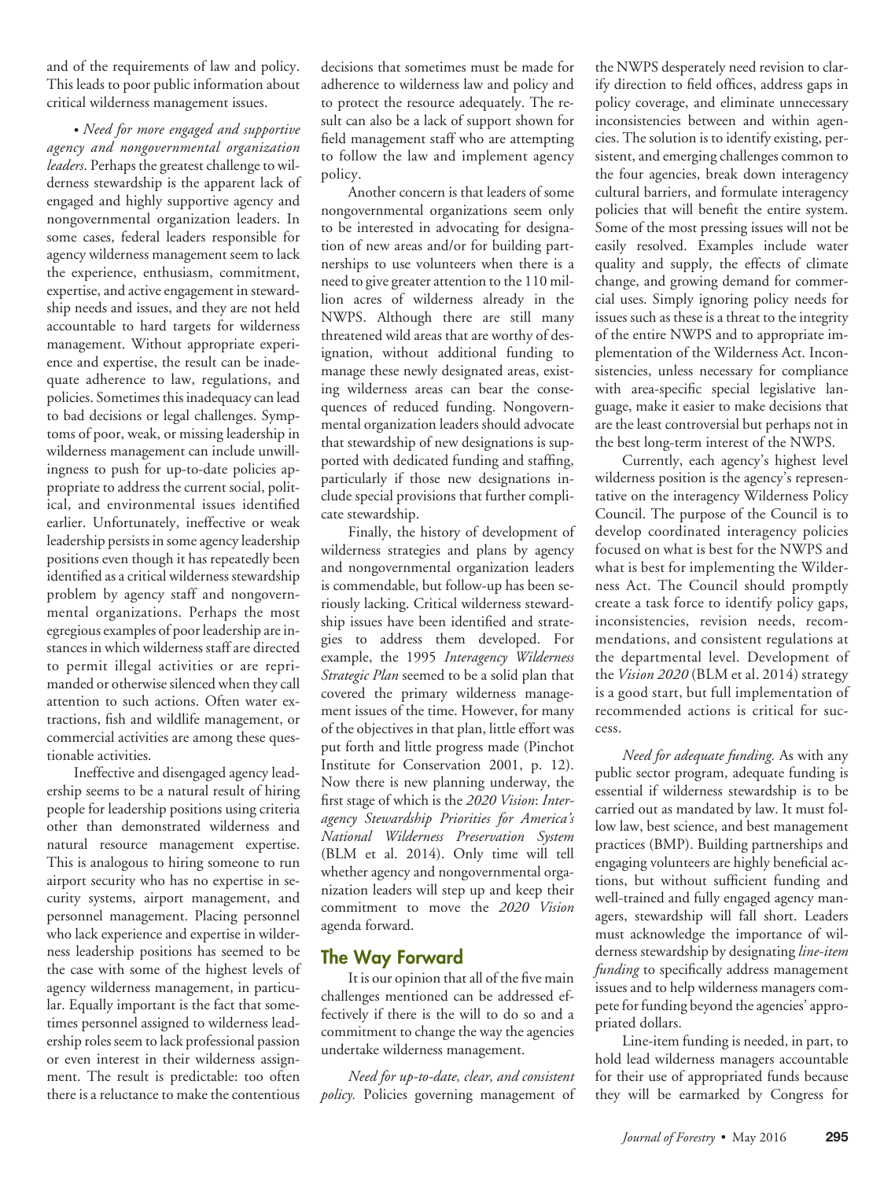and of the requirements of law and policy. This leads to poor public information about critical wilderness management issues.

• *Need for more engaged and supportive agency and nongovernmental organization leaders*. Perhaps the greatest challenge to wilderness stewardship is the apparent lack of engaged and highly supportive agency and nongovernmental organization leaders. In some cases, federal leaders responsible for agency wilderness management seem to lack the experience, enthusiasm, commitment, expertise, and active engagement in stewardship needs and issues, and they are not held accountable to hard targets for wilderness management. Without appropriate experience and expertise, the result can be inadequate adherence to law, regulations, and policies. Sometimes this inadequacy can lead to bad decisions or legal challenges. Symptoms of poor, weak, or missing leadership in wilderness management can include unwillingness to push for up-to-date policies appropriate to address the current social, political, and environmental issues identified earlier. Unfortunately, ineffective or weak leadership persists in some agency leadership positions even though it has repeatedly been identified as a critical wilderness stewardship problem by agency staff and nongovernmental organizations. Perhaps the most egregious examples of poor leadership are instances in which wilderness staff are directed to permit illegal activities or are reprimanded or otherwise silenced when they call attention to such actions. Often water extractions, fish and wildlife management, or commercial activities are among these questionable activities.

Ineffective and disengaged agency leadership seems to be a natural result of hiring people for leadership positions using criteria other than demonstrated wilderness and natural resource management expertise. This is analogous to hiring someone to run airport security who has no expertise in security systems, airport management, and personnel management. Placing personnel who lack experience and expertise in wilderness leadership positions has seemed to be the case with some of the highest levels of agency wilderness management, in particular. Equally important is the fact that sometimes personnel assigned to wilderness leadership roles seem to lack professional passion or even interest in their wilderness assignment. The result is predictable: too often there is a reluctance to make the contentious decisions that sometimes must be made for adherence to wilderness law and policy and to protect the resource adequately. The result can also be a lack of support shown for field management staff who are attempting to follow the law and implement agency policy.

Another concern is that leaders of some nongovernmental organizations seem only to be interested in advocating for designation of new areas and/or for building partnerships to use volunteers when there is a need to give greater attention to the 110 million acres of wilderness already in the NWPS. Although there are still many threatened wild areas that are worthy of designation, without additional funding to manage these newly designated areas, existing wilderness areas can bear the consequences of reduced funding. Nongovernmental organization leaders should advocate that stewardship of new designations is supported with dedicated funding and staffing, particularly if those new designations include special provisions that further complicate stewardship.

Finally, the history of development of wilderness strategies and plans by agency and nongovernmental organization leaders is commendable, but follow-up has been seriously lacking. Critical wilderness stewardship issues have been identified and strategies to address them developed. For example, the 1995 *Interagency Wilderness Strategic Plan* seemed to be a solid plan that covered the primary wilderness management issues of the time. However, for many of the objectives in that plan, little effort was put forth and little progress made (Pinchot Institute for Conservation 2001, p. 12). Now there is new planning underway, the first stage of which is the *2020 Vision*: *Interagency Stewardship Priorities for America's National Wilderness Preservation System* (BLM et al. 2014). Only time will tell whether agency and nongovernmental organization leaders will step up and keep their commitment to move the *2020 Vision* agenda forward.

## The Way Forward

It is our opinion that all of the five main challenges mentioned can be addressed effectively if there is the will to do so and a commitment to change the way the agencies undertake wilderness management.

*Need for up-to-date, clear, and consistent policy.* Policies governing management of the NWPS desperately need revision to clarify direction to field offices, address gaps in policy coverage, and eliminate unnecessary inconsistencies between and within agencies. The solution is to identify existing, persistent, and emerging challenges common to the four agencies, break down interagency cultural barriers, and formulate interagency policies that will benefit the entire system. Some of the most pressing issues will not be easily resolved. Examples include water quality and supply, the effects of climate change, and growing demand for commercial uses. Simply ignoring policy needs for issues such as these is a threat to the integrity of the entire NWPS and to appropriate implementation of the Wilderness Act. Inconsistencies, unless necessary for compliance with area-specific special legislative language, make it easier to make decisions that are the least controversial but perhaps not in the best long-term interest of the NWPS.

Currently, each agency's highest level wilderness position is the agency's representative on the interagency Wilderness Policy Council. The purpose of the Council is to develop coordinated interagency policies focused on what is best for the NWPS and what is best for implementing the Wilderness Act. The Council should promptly create a task force to identify policy gaps, inconsistencies, revision needs, recommendations, and consistent regulations at the departmental level. Development of the *Vision 2020* (BLM et al. 2014) strategy is a good start, but full implementation of recommended actions is critical for success.

*Need for adequate funding.* As with any public sector program, adequate funding is essential if wilderness stewardship is to be carried out as mandated by law. It must follow law, best science, and best management practices (BMP). Building partnerships and engaging volunteers are highly beneficial actions, but without sufficient funding and well-trained and fully engaged agency managers, stewardship will fall short. Leaders must acknowledge the importance of wilderness stewardship by designating *line-item funding* to specifically address management issues and to help wilderness managers compete for funding beyond the agencies' appropriated dollars.

Line-item funding is needed, in part, to hold lead wilderness managers accountable for their use of appropriated funds because they will be earmarked by Congress for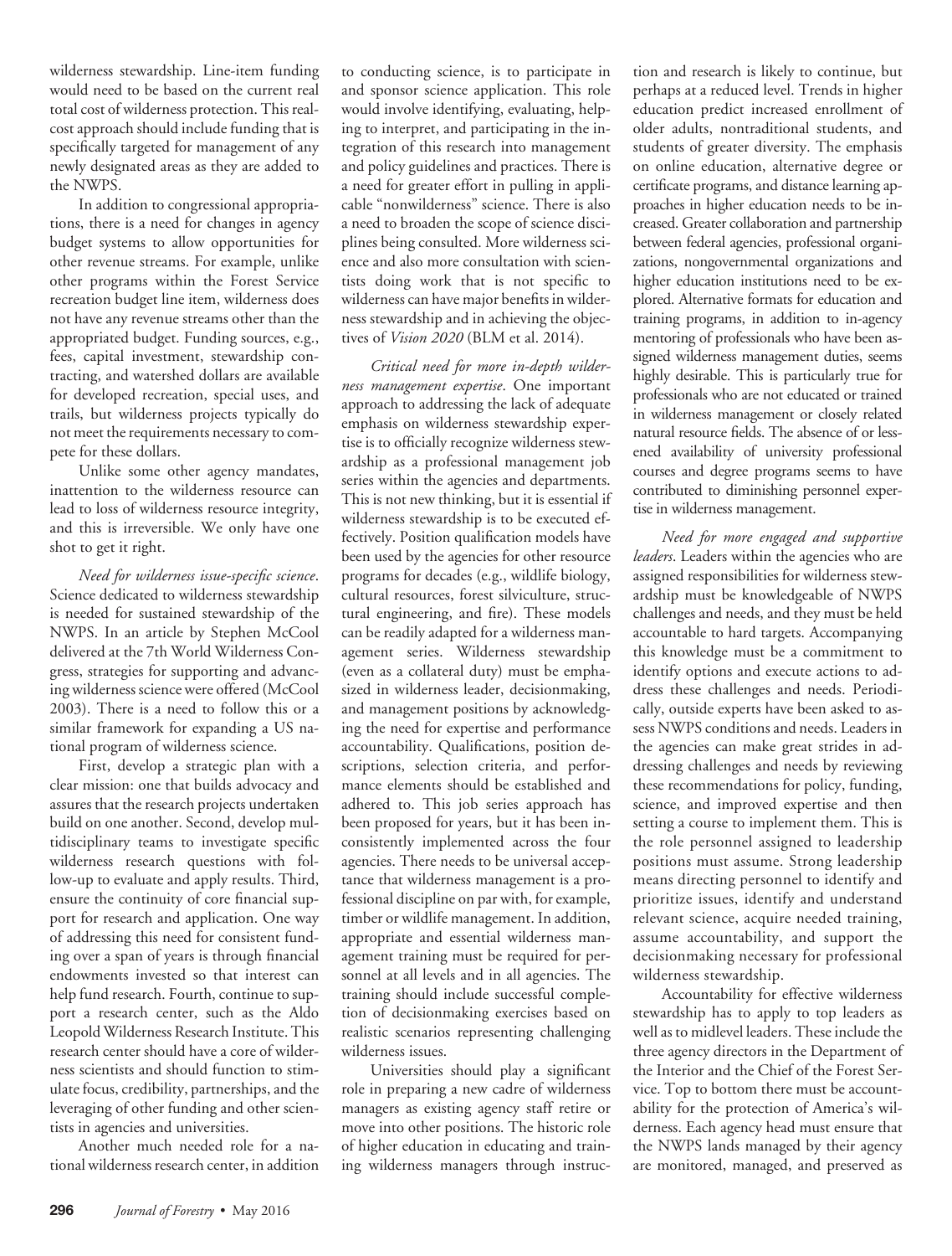wilderness stewardship. Line-item funding would need to be based on the current real total cost of wilderness protection. This real-cost approach should include funding that is specifically targeted for management of any newly designated areas as they are added to the NWPS.

In addition to congressional appropriations, there is a need for changes in agency budget systems to allow opportunities for other revenue streams. For example, unlike other programs within the Forest Service recreation budget line item, wilderness does not have any revenue streams other than the appropriated budget. Funding sources, e.g., fees, capital investment, stewardship contracting, and watershed dollars are available for developed recreation, special uses, and trails, but wilderness projects typically do not meet the requirements necessary to compete for these dollars.

Unlike some other agency mandates, inattention to the wilderness resource can lead to loss of wilderness resource integrity, and this is irreversible. We only have one shot to get it right.

*Need for wilderness issue-specific science*. Science dedicated to wilderness stewardship is needed for sustained stewardship of the NWPS. In an article by Stephen McCool delivered at the 7th World Wilderness Congress, strategies for supporting and advancing wilderness science were offered (McCool 2003). There is a need to follow this or a similar framework for expanding a US national program of wilderness science.

First, develop a strategic plan with a clear mission: one that builds advocacy and assures that the research projects undertaken build on one another. Second, develop multidisciplinary teams to investigate specific wilderness research questions with follow-up to evaluate and apply results. Third, ensure the continuity of core financial support for research and application. One way of addressing this need for consistent funding over a span of years is through financial endowments invested so that interest can help fund research. Fourth, continue to support a research center, such as the Aldo Leopold Wilderness Research Institute. This research center should have a core of wilderness scientists and should function to stimulate focus, credibility, partnerships, and the leveraging of other funding and other scientists in agencies and universities.

Another much needed role for a national wilderness research center, in addition to conducting science, is to participate in and sponsor science application. This role would involve identifying, evaluating, helping to interpret, and participating in the integration of this research into management and policy guidelines and practices. There is a need for greater effort in pulling in applicable "nonwilderness" science. There is also a need to broaden the scope of science disciplines being consulted. More wilderness science and also more consultation with scientists doing work that is not specific to wilderness can have major benefits in wilderness stewardship and in achieving the objectives of *Vision 2020* (BLM et al. 2014).

*Critical need for more in-depth wilderness management expertise*. One important approach to addressing the lack of adequate emphasis on wilderness stewardship expertise is to officially recognize wilderness stewardship as a professional management job series within the agencies and departments. This is not new thinking, but it is essential if wilderness stewardship is to be executed effectively. Position qualification models have been used by the agencies for other resource programs for decades (e.g., wildlife biology, cultural resources, forest silviculture, structural engineering, and fire). These models can be readily adapted for a wilderness management series. Wilderness stewardship (even as a collateral duty) must be emphasized in wilderness leader, decisionmaking, and management positions by acknowledging the need for expertise and performance accountability. Qualifications, position descriptions, selection criteria, and performance elements should be established and adhered to. This job series approach has been proposed for years, but it has been inconsistently implemented across the four agencies. There needs to be universal acceptance that wilderness management is a professional discipline on par with, for example, timber or wildlife management. In addition, appropriate and essential wilderness management training must be required for personnel at all levels and in all agencies. The training should include successful completion of decisionmaking exercises based on realistic scenarios representing challenging wilderness issues.

Universities should play a significant role in preparing a new cadre of wilderness managers as existing agency staff retire or move into other positions. The historic role of higher education in educating and training wilderness managers through instruction and research is likely to continue, but perhaps at a reduced level. Trends in higher education predict increased enrollment of older adults, nontraditional students, and students of greater diversity. The emphasis on online education, alternative degree or certificate programs, and distance learning approaches in higher education needs to be increased. Greater collaboration and partnership between federal agencies, professional organizations, nongovernmental organizations and higher education institutions need to be explored. Alternative formats for education and training programs, in addition to in-agency mentoring of professionals who have been assigned wilderness management duties, seems highly desirable. This is particularly true for professionals who are not educated or trained in wilderness management or closely related natural resource fields. The absence of or lessened availability of university professional courses and degree programs seems to have contributed to diminishing personnel expertise in wilderness management.

*Need for more engaged and supportive leaders*. Leaders within the agencies who are assigned responsibilities for wilderness stewardship must be knowledgeable of NWPS challenges and needs, and they must be held accountable to hard targets. Accompanying this knowledge must be a commitment to identify options and execute actions to address these challenges and needs. Periodically, outside experts have been asked to assess NWPS conditions and needs. Leaders in the agencies can make great strides in addressing challenges and needs by reviewing these recommendations for policy, funding, science, and improved expertise and then setting a course to implement them. This is the role personnel assigned to leadership positions must assume. Strong leadership means directing personnel to identify and prioritize issues, identify and understand relevant science, acquire needed training, assume accountability, and support the decisionmaking necessary for professional wilderness stewardship.

Accountability for effective wilderness stewardship has to apply to top leaders as well as to midlevel leaders. These include the three agency directors in the Department of the Interior and the Chief of the Forest Service. Top to bottom there must be accountability for the protection of America's wilderness. Each agency head must ensure that the NWPS lands managed by their agency are monitored, managed, and preserved as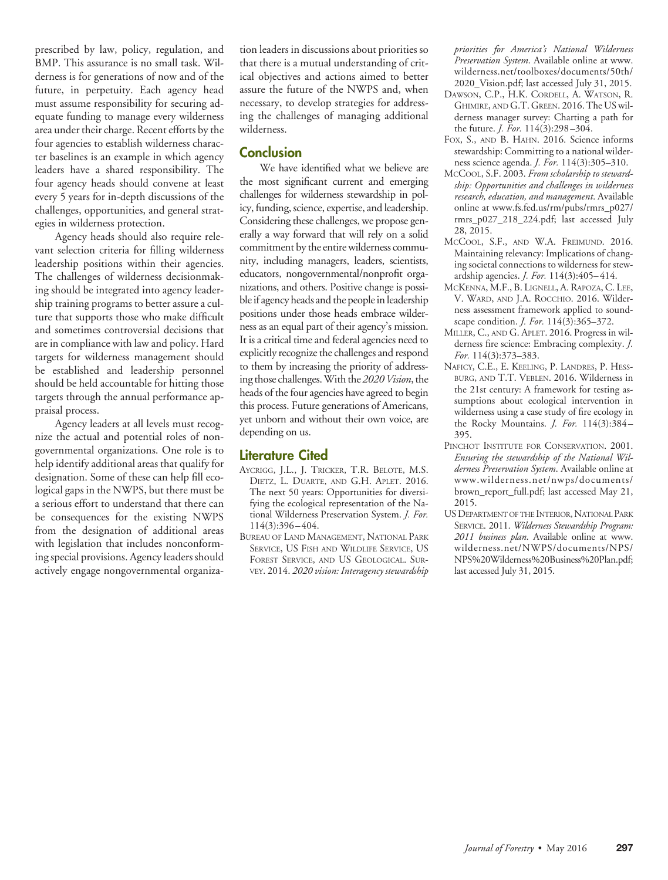prescribed by law, policy, regulation, and BMP. This assurance is no small task. Wilderness is for generations of now and of the future, in perpetuity. Each agency head must assume responsibility for securing adequate funding to manage every wilderness area under their charge. Recent efforts by the four agencies to establish wilderness character baselines is an example in which agency leaders have a shared responsibility. The four agency heads should convene at least every 5 years for in-depth discussions of the challenges, opportunities, and general strategies in wilderness protection.

Agency heads should also require relevant selection criteria for filling wilderness leadership positions within their agencies. The challenges of wilderness decisionmaking should be integrated into agency leadership training programs to better assure a culture that supports those who make difficult and sometimes controversial decisions that are in compliance with law and policy. Hard targets for wilderness management should be established and leadership personnel should be held accountable for hitting those targets through the annual performance appraisal process.

Agency leaders at all levels must recognize the actual and potential roles of nongovernmental organizations. One role is to help identify additional areas that qualify for designation. Some of these can help fill ecological gaps in the NWPS, but there must be a serious effort to understand that there can be consequences for the existing NWPS from the designation of additional areas with legislation that includes nonconforming special provisions. Agency leaders should actively engage nongovernmental organization leaders in discussions about priorities so that there is a mutual understanding of critical objectives and actions aimed to better assure the future of the NWPS and, when necessary, to develop strategies for addressing the challenges of managing additional wilderness.

## Conclusion

We have identified what we believe are the most significant current and emerging challenges for wilderness stewardship in policy, funding, science, expertise, and leadership. Considering these challenges, we propose generally a way forward that will rely on a solid commitment by the entire wilderness community, including managers, leaders, scientists, educators, nongovernmental/nonprofit organizations, and others. Positive change is possible if agency heads and the people in leadership positions under those heads embrace wilderness as an equal part of their agency's mission. It is a critical time and federal agencies need to explicitly recognize the challenges and respond to them by increasing the priority of addressing those challenges. With the *2020 Vision*, the heads of the four agencies have agreed to begin this process. Future generations of Americans, yet unborn and without their own voice, are depending on us.

## Literature Cited

AYCRIGG, J.L., J. TRICKER, T.R. BELOTE, M.S. DIETZ, L. DUARTE, AND G.H. APLET. 2016. The next 50 years: Opportunities for diversifying the ecological representation of the National Wilderness Preservation System. *J. For.* 114(3):396–404.

BUREAU OF LAND MANAGEMENT, NATIONAL PARK SERVICE, US FISH AND WILDLIFE SERVICE, US FOREST SERVICE, AND US GEOLOGICAL SURVEY. 2014. *2020 vision: Interagency stewardship priorities for America's National Wilderness Preservation System*. Available online at www.wilderness.net/toolboxes/documents/50th/2020_Vision.pdf; last accessed July 31, 2015.

DAWSON, C.P., H.K. CORDELL, A. WATSON, R. GHIMIRE, AND G.T. GREEN. 2016. The US wilderness manager survey: Charting a path for the future. *J. For.* 114(3):298–304.

FOX, S., AND B. HAHN. 2016. Science informs stewardship: Committing to a national wilderness science agenda. *J. For.* 114(3):305–310.

MCCOOL, S.F. 2003. *From scholarship to stewardship: Opportunities and challenges in wilderness research, education, and management*. Available online at www.fs.fed.us/rm/pubs/rmrs_p027/rmrs_p027_218_224.pdf; last accessed July 28, 2015.

MCCOOL, S.F., AND W.A. FREIMUND. 2016. Maintaining relevancy: Implications of changing societal connections to wilderness for stewardship agencies. *J. For.* 114(3):405–414.

MCKENNA, M.F., B. LIGNELL, A. RAPOZA, C. LEE, V. WARD, AND J.A. ROCCHIO. 2016. Wilderness assessment framework applied to soundscape condition. *J. For.* 114(3):365–372.

MILLER, C., AND G. APLET. 2016. Progress in wilderness fire science: Embracing complexity. *J. For.* 114(3):373–383.

NAFICY, C.E., E. KEELING, P. LANDRES, P. HESSBURG, AND T.T. VEBLEN. 2016. Wilderness in the 21st century: A framework for testing assumptions about ecological intervention in wilderness using a case study of fire ecology in the Rocky Mountains. *J. For.* 114(3):384–395.

PINCHOT INSTITUTE FOR CONSERVATION. 2001. *Ensuring the stewardship of the National Wilderness Preservation System*. Available online at www.wilderness.net/nwps/documents/brown_report_full.pdf; last accessed May 21, 2015.

US DEPARTMENT OF THE INTERIOR, NATIONAL PARK SERVICE. 2011. *Wilderness Stewardship Program: 2011 business plan*. Available online at www.wilderness.net/NWPS/documents/NPS/NPS%20Wilderness%20Business%20Plan.pdf; last accessed July 31, 2015.